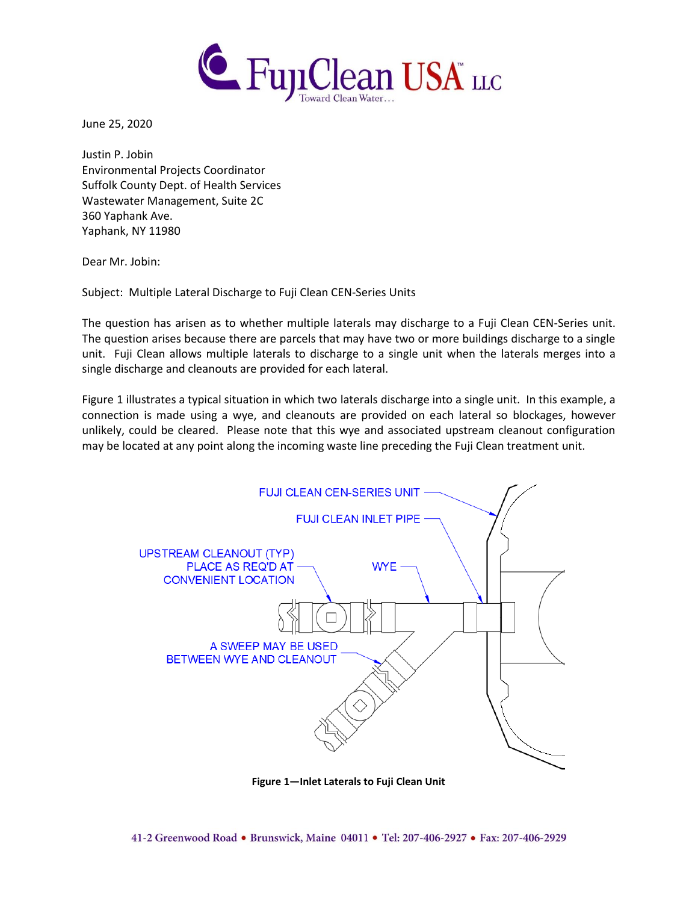FujiClean USA™ LLC

Toward Clean Water…

June 25, 2020

Justin P. Jobin
Environmental Projects Coordinator
Suffolk County Dept. of Health Services
Wastewater Management, Suite 2C
360 Yaphank Ave.
Yaphank, NY 11980

Dear Mr. Jobin:

Subject: Multiple Lateral Discharge to Fuji Clean CEN-Series Units

The question has arisen as to whether multiple laterals may discharge to a Fuji Clean CEN-Series unit. The question arises because there are parcels that may have two or more buildings discharge to a single unit. Fuji Clean allows multiple laterals to discharge to a single unit when the laterals merges into a single discharge and cleanouts are provided for each lateral.

Figure 1 illustrates a typical situation in which two laterals discharge into a single unit. In this example, a connection is made using a wye, and cleanouts are provided on each lateral so blockages, however unlikely, could be cleared. Please note that this wye and associated upstream cleanout configuration may be located at any point along the incoming waste line preceding the Fuji Clean treatment unit.

FUJI CLEAN CEN-SERIES UNIT

FUJI CLEAN INLET PIPE

UPSTREAM CLEANOUT (TYP) PLACE AS REQ'D AT CONVENIENT LOCATION

WYE

A SWEEP MAY BE USED BETWEEN WYE AND CLEANOUT

**Figure 1—Inlet Laterals to Fuji Clean Unit**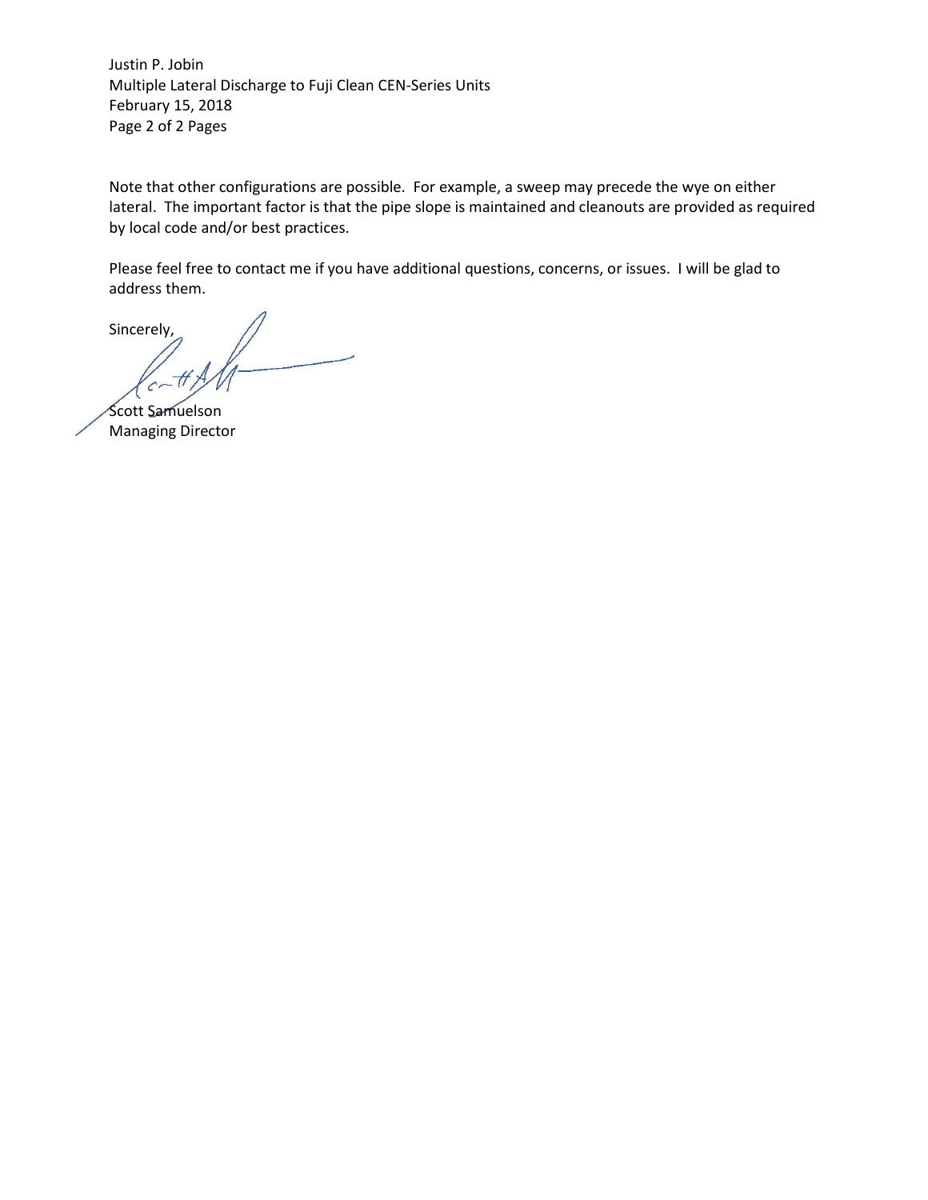Note that other configurations are possible. For example, a sweep may precede the wye on either lateral. The important factor is that the pipe slope is maintained and cleanouts are provided as required by local code and/or best practices.

Please feel free to contact me if you have additional questions, concerns, or issues. I will be glad to address them.

Sincerely,

Scott Samuelson
Managing Director